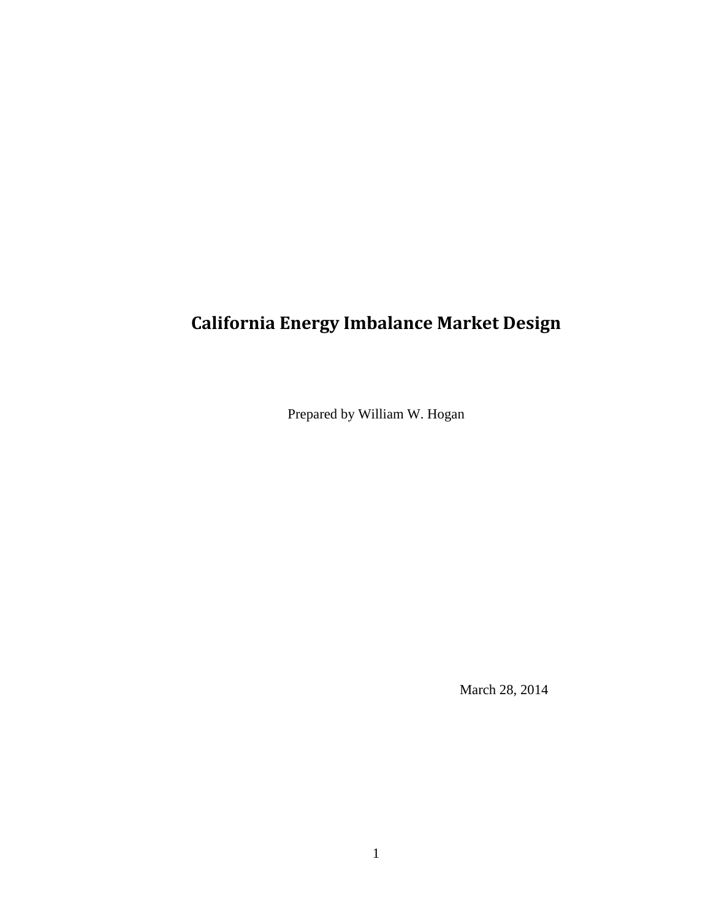# California Energy Imbalance Market Design

Prepared by William W. Hogan

March 28, 2014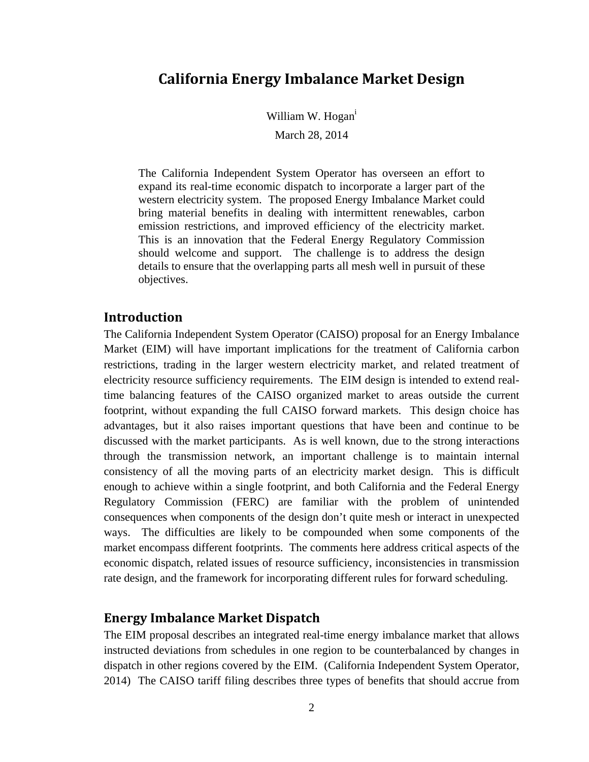# California Energy Imbalance Market Design

William W. Hogan[i]

March 28, 2014

> The California Independent System Operator has overseen an effort to expand its real-time economic dispatch to incorporate a larger part of the western electricity system. The proposed Energy Imbalance Market could bring material benefits in dealing with intermittent renewables, carbon emission restrictions, and improved efficiency of the electricity market. This is an innovation that the Federal Energy Regulatory Commission should welcome and support. The challenge is to address the design details to ensure that the overlapping parts all mesh well in pursuit of these objectives.

## Introduction

The California Independent System Operator (CAISO) proposal for an Energy Imbalance Market (EIM) will have important implications for the treatment of California carbon restrictions, trading in the larger western electricity market, and related treatment of electricity resource sufficiency requirements. The EIM design is intended to extend real-time balancing features of the CAISO organized market to areas outside the current footprint, without expanding the full CAISO forward markets. This design choice has advantages, but it also raises important questions that have been and continue to be discussed with the market participants. As is well known, due to the strong interactions through the transmission network, an important challenge is to maintain internal consistency of all the moving parts of an electricity market design. This is difficult enough to achieve within a single footprint, and both California and the Federal Energy Regulatory Commission (FERC) are familiar with the problem of unintended consequences when components of the design don't quite mesh or interact in unexpected ways. The difficulties are likely to be compounded when some components of the market encompass different footprints. The comments here address critical aspects of the economic dispatch, related issues of resource sufficiency, inconsistencies in transmission rate design, and the framework for incorporating different rules for forward scheduling.

## Energy Imbalance Market Dispatch

The EIM proposal describes an integrated real-time energy imbalance market that allows instructed deviations from schedules in one region to be counterbalanced by changes in dispatch in other regions covered by the EIM. (California Independent System Operator, 2014) The CAISO tariff filing describes three types of benefits that should accrue from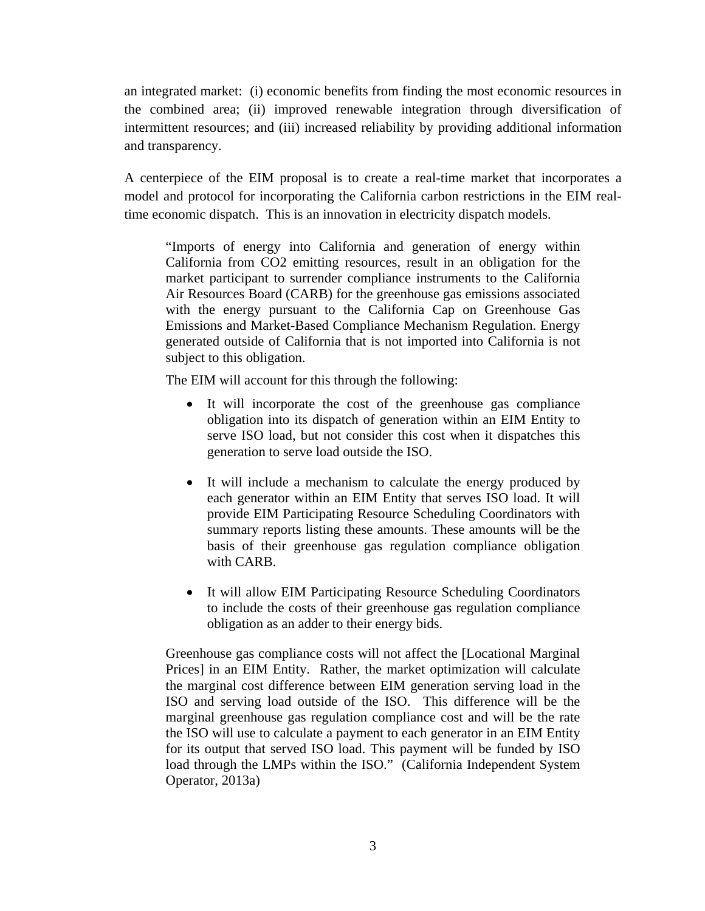an integrated market: (i) economic benefits from finding the most economic resources in the combined area; (ii) improved renewable integration through diversification of intermittent resources; and (iii) increased reliability by providing additional information and transparency.

A centerpiece of the EIM proposal is to create a real-time market that incorporates a model and protocol for incorporating the California carbon restrictions in the EIM real-time economic dispatch. This is an innovation in electricity dispatch models.

> "Imports of energy into California and generation of energy within California from CO2 emitting resources, result in an obligation for the market participant to surrender compliance instruments to the California Air Resources Board (CARB) for the greenhouse gas emissions associated with the energy pursuant to the California Cap on Greenhouse Gas Emissions and Market-Based Compliance Mechanism Regulation. Energy generated outside of California that is not imported into California is not subject to this obligation.
>
> The EIM will account for this through the following:
>
> - It will incorporate the cost of the greenhouse gas compliance obligation into its dispatch of generation within an EIM Entity to serve ISO load, but not consider this cost when it dispatches this generation to serve load outside the ISO.
> - It will include a mechanism to calculate the energy produced by each generator within an EIM Entity that serves ISO load. It will provide EIM Participating Resource Scheduling Coordinators with summary reports listing these amounts. These amounts will be the basis of their greenhouse gas regulation compliance obligation with CARB.
> - It will allow EIM Participating Resource Scheduling Coordinators to include the costs of their greenhouse gas regulation compliance obligation as an adder to their energy bids.
>
> Greenhouse gas compliance costs will not affect the [Locational Marginal Prices] in an EIM Entity. Rather, the market optimization will calculate the marginal cost difference between EIM generation serving load in the ISO and serving load outside of the ISO. This difference will be the marginal greenhouse gas regulation compliance cost and will be the rate the ISO will use to calculate a payment to each generator in an EIM Entity for its output that served ISO load. This payment will be funded by ISO load through the LMPs within the ISO." (California Independent System Operator, 2013a)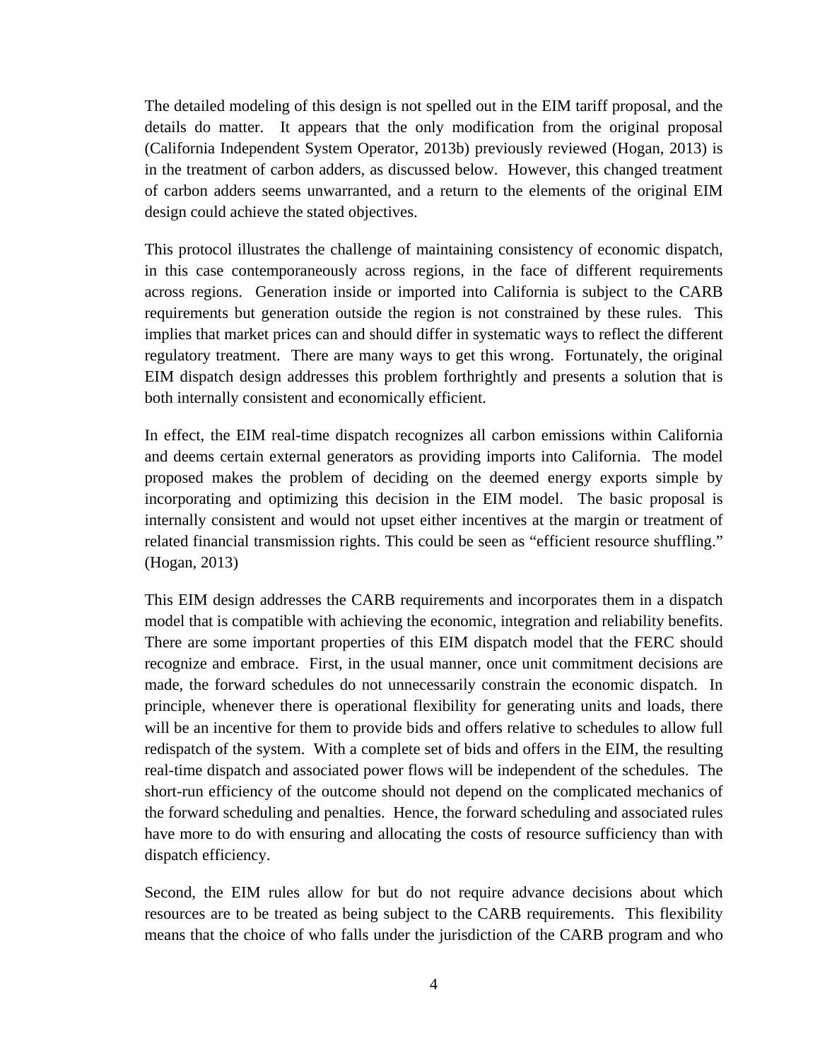The detailed modeling of this design is not spelled out in the EIM tariff proposal, and the details do matter. It appears that the only modification from the original proposal (California Independent System Operator, 2013b) previously reviewed (Hogan, 2013) is in the treatment of carbon adders, as discussed below. However, this changed treatment of carbon adders seems unwarranted, and a return to the elements of the original EIM design could achieve the stated objectives.

This protocol illustrates the challenge of maintaining consistency of economic dispatch, in this case contemporaneously across regions, in the face of different requirements across regions. Generation inside or imported into California is subject to the CARB requirements but generation outside the region is not constrained by these rules. This implies that market prices can and should differ in systematic ways to reflect the different regulatory treatment. There are many ways to get this wrong. Fortunately, the original EIM dispatch design addresses this problem forthrightly and presents a solution that is both internally consistent and economically efficient.

In effect, the EIM real-time dispatch recognizes all carbon emissions within California and deems certain external generators as providing imports into California. The model proposed makes the problem of deciding on the deemed energy exports simple by incorporating and optimizing this decision in the EIM model. The basic proposal is internally consistent and would not upset either incentives at the margin or treatment of related financial transmission rights. This could be seen as "efficient resource shuffling." (Hogan, 2013)

This EIM design addresses the CARB requirements and incorporates them in a dispatch model that is compatible with achieving the economic, integration and reliability benefits. There are some important properties of this EIM dispatch model that the FERC should recognize and embrace. First, in the usual manner, once unit commitment decisions are made, the forward schedules do not unnecessarily constrain the economic dispatch. In principle, whenever there is operational flexibility for generating units and loads, there will be an incentive for them to provide bids and offers relative to schedules to allow full redispatch of the system. With a complete set of bids and offers in the EIM, the resulting real-time dispatch and associated power flows will be independent of the schedules. The short-run efficiency of the outcome should not depend on the complicated mechanics of the forward scheduling and penalties. Hence, the forward scheduling and associated rules have more to do with ensuring and allocating the costs of resource sufficiency than with dispatch efficiency.

Second, the EIM rules allow for but do not require advance decisions about which resources are to be treated as being subject to the CARB requirements. This flexibility means that the choice of who falls under the jurisdiction of the CARB program and who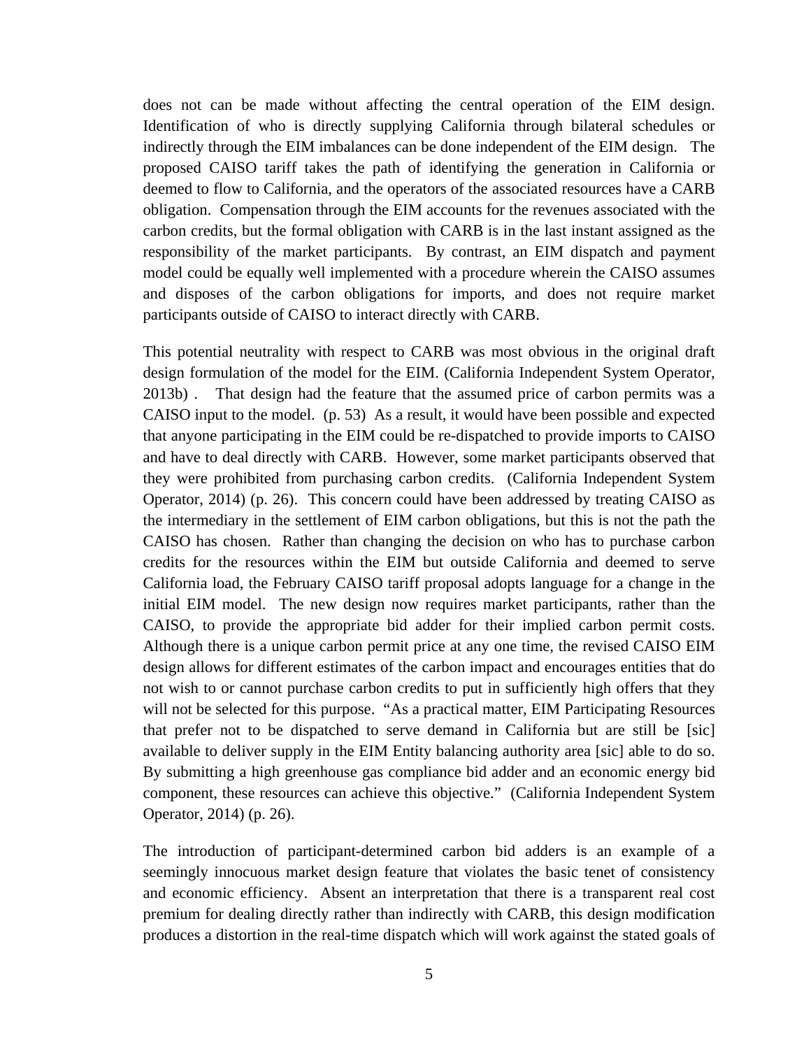does not can be made without affecting the central operation of the EIM design. Identification of who is directly supplying California through bilateral schedules or indirectly through the EIM imbalances can be done independent of the EIM design. The proposed CAISO tariff takes the path of identifying the generation in California or deemed to flow to California, and the operators of the associated resources have a CARB obligation. Compensation through the EIM accounts for the revenues associated with the carbon credits, but the formal obligation with CARB is in the last instant assigned as the responsibility of the market participants. By contrast, an EIM dispatch and payment model could be equally well implemented with a procedure wherein the CAISO assumes and disposes of the carbon obligations for imports, and does not require market participants outside of CAISO to interact directly with CARB.

This potential neutrality with respect to CARB was most obvious in the original draft design formulation of the model for the EIM. (California Independent System Operator, 2013b) . That design had the feature that the assumed price of carbon permits was a CAISO input to the model. (p. 53) As a result, it would have been possible and expected that anyone participating in the EIM could be re-dispatched to provide imports to CAISO and have to deal directly with CARB. However, some market participants observed that they were prohibited from purchasing carbon credits. (California Independent System Operator, 2014) (p. 26). This concern could have been addressed by treating CAISO as the intermediary in the settlement of EIM carbon obligations, but this is not the path the CAISO has chosen. Rather than changing the decision on who has to purchase carbon credits for the resources within the EIM but outside California and deemed to serve California load, the February CAISO tariff proposal adopts language for a change in the initial EIM model. The new design now requires market participants, rather than the CAISO, to provide the appropriate bid adder for their implied carbon permit costs. Although there is a unique carbon permit price at any one time, the revised CAISO EIM design allows for different estimates of the carbon impact and encourages entities that do not wish to or cannot purchase carbon credits to put in sufficiently high offers that they will not be selected for this purpose. "As a practical matter, EIM Participating Resources that prefer not to be dispatched to serve demand in California but are still be [sic] available to deliver supply in the EIM Entity balancing authority area [sic] able to do so. By submitting a high greenhouse gas compliance bid adder and an economic energy bid component, these resources can achieve this objective." (California Independent System Operator, 2014) (p. 26).

The introduction of participant-determined carbon bid adders is an example of a seemingly innocuous market design feature that violates the basic tenet of consistency and economic efficiency. Absent an interpretation that there is a transparent real cost premium for dealing directly rather than indirectly with CARB, this design modification produces a distortion in the real-time dispatch which will work against the stated goals of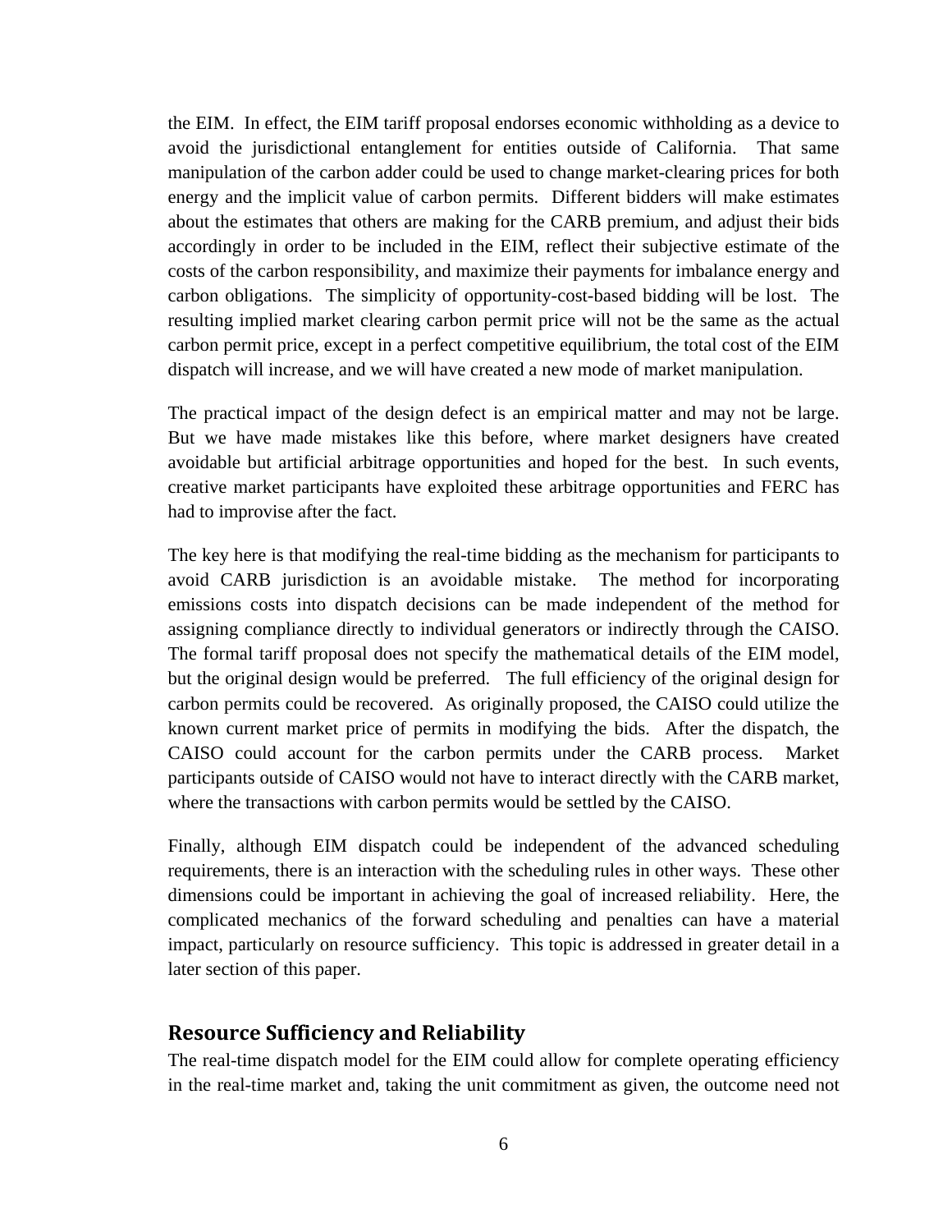the EIM. In effect, the EIM tariff proposal endorses economic withholding as a device to avoid the jurisdictional entanglement for entities outside of California. That same manipulation of the carbon adder could be used to change market-clearing prices for both energy and the implicit value of carbon permits. Different bidders will make estimates about the estimates that others are making for the CARB premium, and adjust their bids accordingly in order to be included in the EIM, reflect their subjective estimate of the costs of the carbon responsibility, and maximize their payments for imbalance energy and carbon obligations. The simplicity of opportunity-cost-based bidding will be lost. The resulting implied market clearing carbon permit price will not be the same as the actual carbon permit price, except in a perfect competitive equilibrium, the total cost of the EIM dispatch will increase, and we will have created a new mode of market manipulation.

The practical impact of the design defect is an empirical matter and may not be large. But we have made mistakes like this before, where market designers have created avoidable but artificial arbitrage opportunities and hoped for the best. In such events, creative market participants have exploited these arbitrage opportunities and FERC has had to improvise after the fact.

The key here is that modifying the real-time bidding as the mechanism for participants to avoid CARB jurisdiction is an avoidable mistake. The method for incorporating emissions costs into dispatch decisions can be made independent of the method for assigning compliance directly to individual generators or indirectly through the CAISO. The formal tariff proposal does not specify the mathematical details of the EIM model, but the original design would be preferred. The full efficiency of the original design for carbon permits could be recovered. As originally proposed, the CAISO could utilize the known current market price of permits in modifying the bids. After the dispatch, the CAISO could account for the carbon permits under the CARB process. Market participants outside of CAISO would not have to interact directly with the CARB market, where the transactions with carbon permits would be settled by the CAISO.

Finally, although EIM dispatch could be independent of the advanced scheduling requirements, there is an interaction with the scheduling rules in other ways. These other dimensions could be important in achieving the goal of increased reliability. Here, the complicated mechanics of the forward scheduling and penalties can have a material impact, particularly on resource sufficiency. This topic is addressed in greater detail in a later section of this paper.

## Resource Sufficiency and Reliability

The real-time dispatch model for the EIM could allow for complete operating efficiency in the real-time market and, taking the unit commitment as given, the outcome need not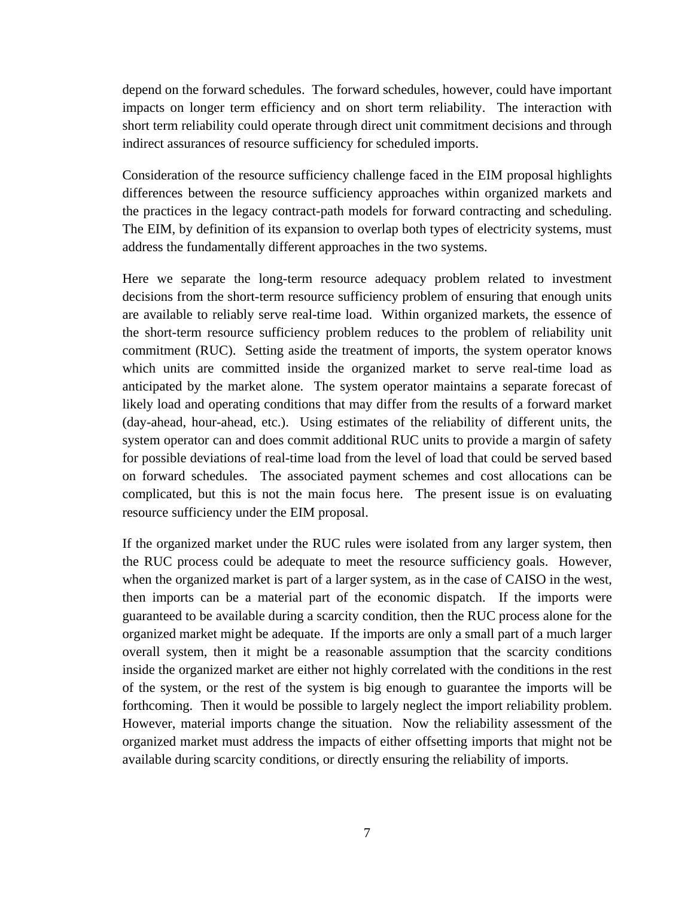depend on the forward schedules. The forward schedules, however, could have important impacts on longer term efficiency and on short term reliability. The interaction with short term reliability could operate through direct unit commitment decisions and through indirect assurances of resource sufficiency for scheduled imports.

Consideration of the resource sufficiency challenge faced in the EIM proposal highlights differences between the resource sufficiency approaches within organized markets and the practices in the legacy contract-path models for forward contracting and scheduling. The EIM, by definition of its expansion to overlap both types of electricity systems, must address the fundamentally different approaches in the two systems.

Here we separate the long-term resource adequacy problem related to investment decisions from the short-term resource sufficiency problem of ensuring that enough units are available to reliably serve real-time load. Within organized markets, the essence of the short-term resource sufficiency problem reduces to the problem of reliability unit commitment (RUC). Setting aside the treatment of imports, the system operator knows which units are committed inside the organized market to serve real-time load as anticipated by the market alone. The system operator maintains a separate forecast of likely load and operating conditions that may differ from the results of a forward market (day-ahead, hour-ahead, etc.). Using estimates of the reliability of different units, the system operator can and does commit additional RUC units to provide a margin of safety for possible deviations of real-time load from the level of load that could be served based on forward schedules. The associated payment schemes and cost allocations can be complicated, but this is not the main focus here. The present issue is on evaluating resource sufficiency under the EIM proposal.

If the organized market under the RUC rules were isolated from any larger system, then the RUC process could be adequate to meet the resource sufficiency goals. However, when the organized market is part of a larger system, as in the case of CAISO in the west, then imports can be a material part of the economic dispatch. If the imports were guaranteed to be available during a scarcity condition, then the RUC process alone for the organized market might be adequate. If the imports are only a small part of a much larger overall system, then it might be a reasonable assumption that the scarcity conditions inside the organized market are either not highly correlated with the conditions in the rest of the system, or the rest of the system is big enough to guarantee the imports will be forthcoming. Then it would be possible to largely neglect the import reliability problem. However, material imports change the situation. Now the reliability assessment of the organized market must address the impacts of either offsetting imports that might not be available during scarcity conditions, or directly ensuring the reliability of imports.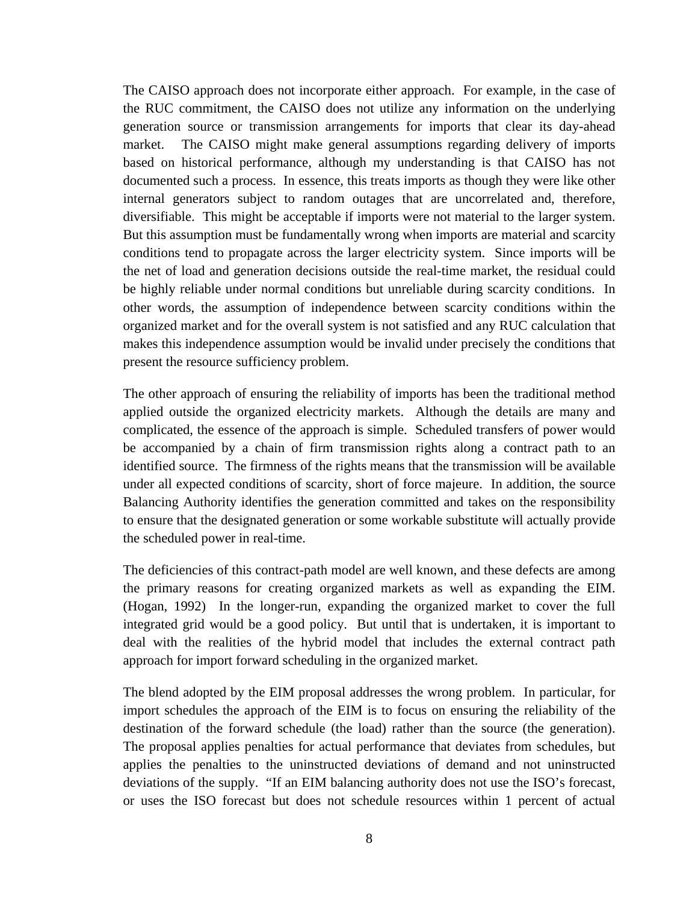The CAISO approach does not incorporate either approach. For example, in the case of the RUC commitment, the CAISO does not utilize any information on the underlying generation source or transmission arrangements for imports that clear its day-ahead market. The CAISO might make general assumptions regarding delivery of imports based on historical performance, although my understanding is that CAISO has not documented such a process. In essence, this treats imports as though they were like other internal generators subject to random outages that are uncorrelated and, therefore, diversifiable. This might be acceptable if imports were not material to the larger system. But this assumption must be fundamentally wrong when imports are material and scarcity conditions tend to propagate across the larger electricity system. Since imports will be the net of load and generation decisions outside the real-time market, the residual could be highly reliable under normal conditions but unreliable during scarcity conditions. In other words, the assumption of independence between scarcity conditions within the organized market and for the overall system is not satisfied and any RUC calculation that makes this independence assumption would be invalid under precisely the conditions that present the resource sufficiency problem.

The other approach of ensuring the reliability of imports has been the traditional method applied outside the organized electricity markets. Although the details are many and complicated, the essence of the approach is simple. Scheduled transfers of power would be accompanied by a chain of firm transmission rights along a contract path to an identified source. The firmness of the rights means that the transmission will be available under all expected conditions of scarcity, short of force majeure. In addition, the source Balancing Authority identifies the generation committed and takes on the responsibility to ensure that the designated generation or some workable substitute will actually provide the scheduled power in real-time.

The deficiencies of this contract-path model are well known, and these defects are among the primary reasons for creating organized markets as well as expanding the EIM. (Hogan, 1992) In the longer-run, expanding the organized market to cover the full integrated grid would be a good policy. But until that is undertaken, it is important to deal with the realities of the hybrid model that includes the external contract path approach for import forward scheduling in the organized market.

The blend adopted by the EIM proposal addresses the wrong problem. In particular, for import schedules the approach of the EIM is to focus on ensuring the reliability of the destination of the forward schedule (the load) rather than the source (the generation). The proposal applies penalties for actual performance that deviates from schedules, but applies the penalties to the uninstructed deviations of demand and not uninstructed deviations of the supply. "If an EIM balancing authority does not use the ISO's forecast, or uses the ISO forecast but does not schedule resources within 1 percent of actual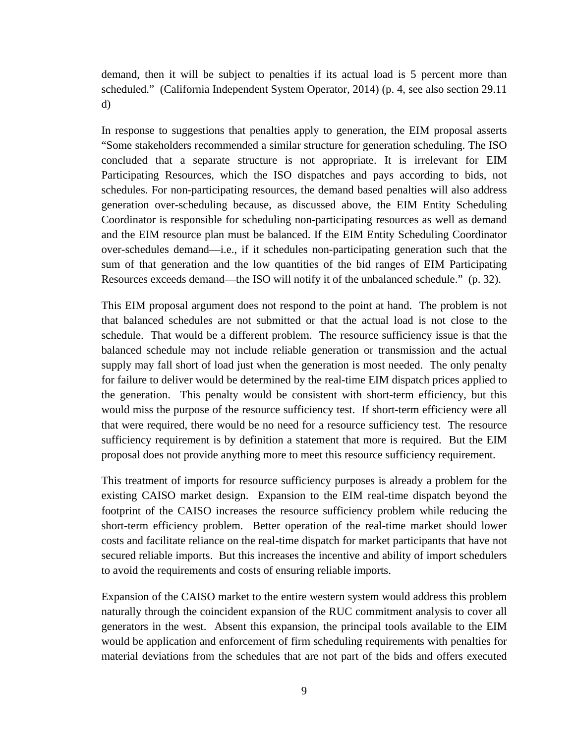demand, then it will be subject to penalties if its actual load is 5 percent more than scheduled." (California Independent System Operator, 2014) (p. 4, see also section 29.11 d)

In response to suggestions that penalties apply to generation, the EIM proposal asserts "Some stakeholders recommended a similar structure for generation scheduling. The ISO concluded that a separate structure is not appropriate. It is irrelevant for EIM Participating Resources, which the ISO dispatches and pays according to bids, not schedules. For non-participating resources, the demand based penalties will also address generation over-scheduling because, as discussed above, the EIM Entity Scheduling Coordinator is responsible for scheduling non-participating resources as well as demand and the EIM resource plan must be balanced. If the EIM Entity Scheduling Coordinator over-schedules demand—i.e., if it schedules non-participating generation such that the sum of that generation and the low quantities of the bid ranges of EIM Participating Resources exceeds demand—the ISO will notify it of the unbalanced schedule." (p. 32).

This EIM proposal argument does not respond to the point at hand. The problem is not that balanced schedules are not submitted or that the actual load is not close to the schedule. That would be a different problem. The resource sufficiency issue is that the balanced schedule may not include reliable generation or transmission and the actual supply may fall short of load just when the generation is most needed. The only penalty for failure to deliver would be determined by the real-time EIM dispatch prices applied to the generation. This penalty would be consistent with short-term efficiency, but this would miss the purpose of the resource sufficiency test. If short-term efficiency were all that were required, there would be no need for a resource sufficiency test. The resource sufficiency requirement is by definition a statement that more is required. But the EIM proposal does not provide anything more to meet this resource sufficiency requirement.

This treatment of imports for resource sufficiency purposes is already a problem for the existing CAISO market design. Expansion to the EIM real-time dispatch beyond the footprint of the CAISO increases the resource sufficiency problem while reducing the short-term efficiency problem. Better operation of the real-time market should lower costs and facilitate reliance on the real-time dispatch for market participants that have not secured reliable imports. But this increases the incentive and ability of import schedulers to avoid the requirements and costs of ensuring reliable imports.

Expansion of the CAISO market to the entire western system would address this problem naturally through the coincident expansion of the RUC commitment analysis to cover all generators in the west. Absent this expansion, the principal tools available to the EIM would be application and enforcement of firm scheduling requirements with penalties for material deviations from the schedules that are not part of the bids and offers executed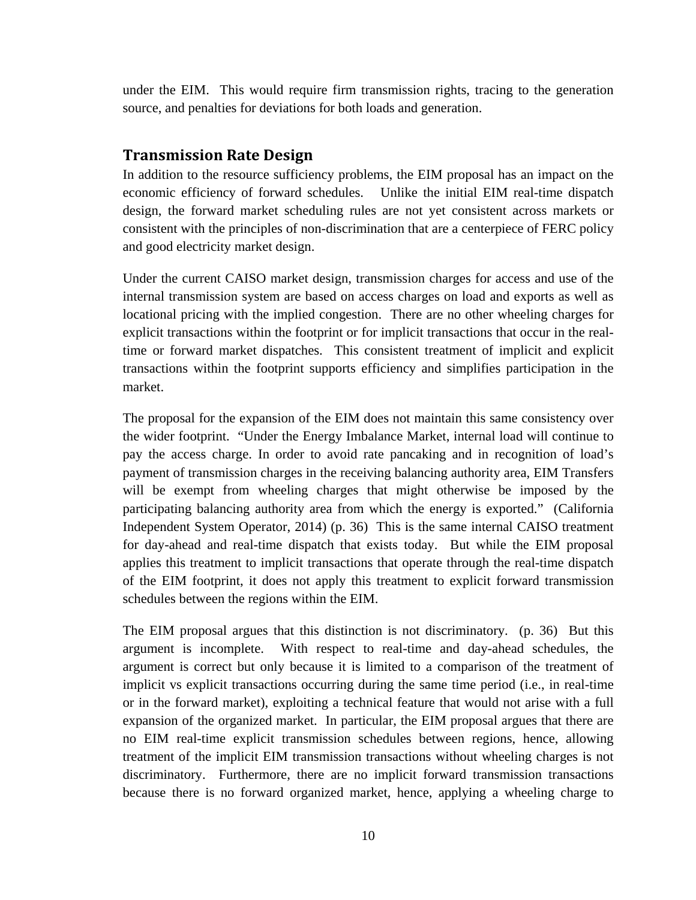under the EIM. This would require firm transmission rights, tracing to the generation source, and penalties for deviations for both loads and generation.

## Transmission Rate Design

In addition to the resource sufficiency problems, the EIM proposal has an impact on the economic efficiency of forward schedules. Unlike the initial EIM real-time dispatch design, the forward market scheduling rules are not yet consistent across markets or consistent with the principles of non-discrimination that are a centerpiece of FERC policy and good electricity market design.

Under the current CAISO market design, transmission charges for access and use of the internal transmission system are based on access charges on load and exports as well as locational pricing with the implied congestion. There are no other wheeling charges for explicit transactions within the footprint or for implicit transactions that occur in the real-time or forward market dispatches. This consistent treatment of implicit and explicit transactions within the footprint supports efficiency and simplifies participation in the market.

The proposal for the expansion of the EIM does not maintain this same consistency over the wider footprint. "Under the Energy Imbalance Market, internal load will continue to pay the access charge. In order to avoid rate pancaking and in recognition of load's payment of transmission charges in the receiving balancing authority area, EIM Transfers will be exempt from wheeling charges that might otherwise be imposed by the participating balancing authority area from which the energy is exported." (California Independent System Operator, 2014) (p. 36) This is the same internal CAISO treatment for day-ahead and real-time dispatch that exists today. But while the EIM proposal applies this treatment to implicit transactions that operate through the real-time dispatch of the EIM footprint, it does not apply this treatment to explicit forward transmission schedules between the regions within the EIM.

The EIM proposal argues that this distinction is not discriminatory. (p. 36) But this argument is incomplete. With respect to real-time and day-ahead schedules, the argument is correct but only because it is limited to a comparison of the treatment of implicit vs explicit transactions occurring during the same time period (i.e., in real-time or in the forward market), exploiting a technical feature that would not arise with a full expansion of the organized market. In particular, the EIM proposal argues that there are no EIM real-time explicit transmission schedules between regions, hence, allowing treatment of the implicit EIM transmission transactions without wheeling charges is not discriminatory. Furthermore, there are no implicit forward transmission transactions because there is no forward organized market, hence, applying a wheeling charge to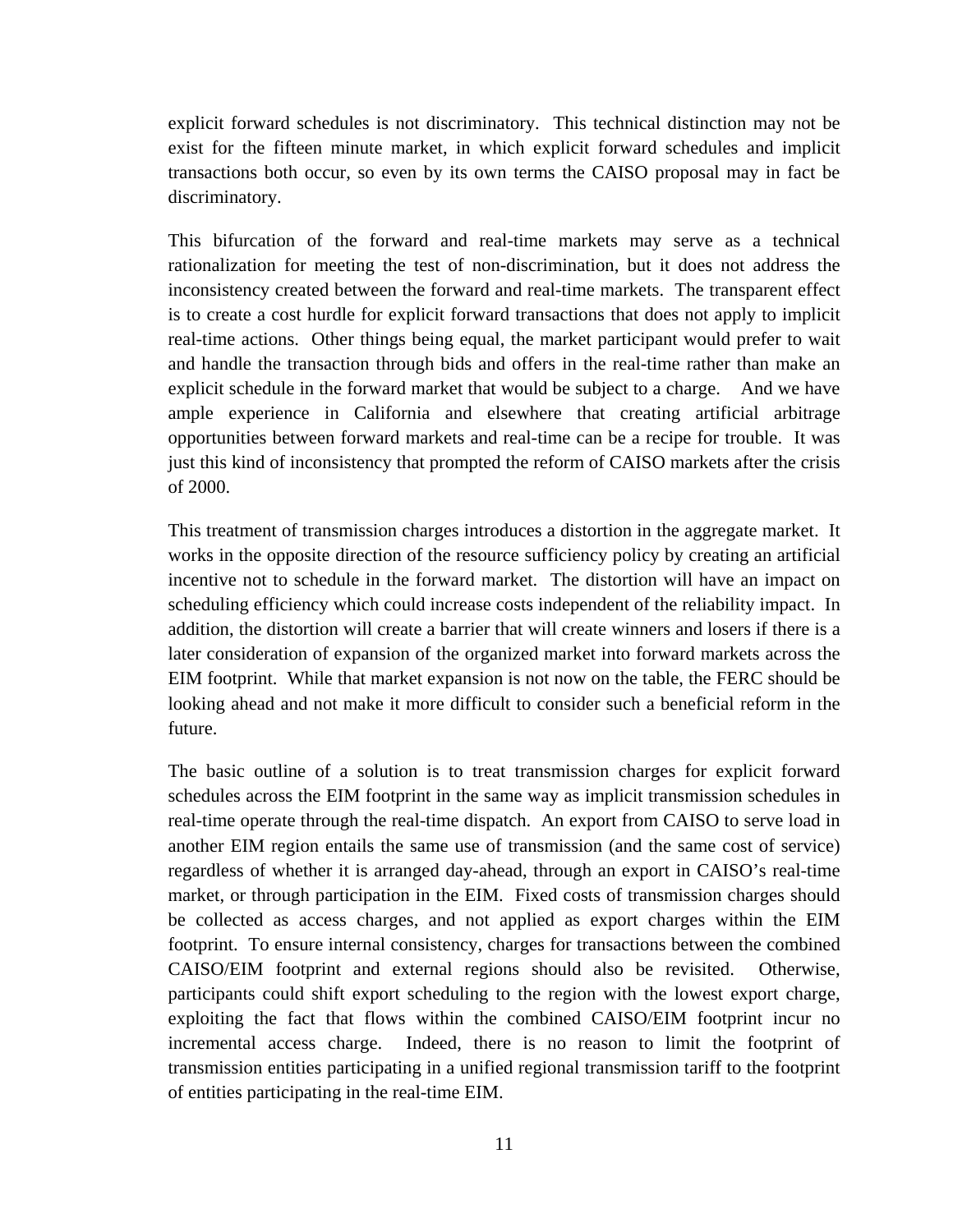explicit forward schedules is not discriminatory. This technical distinction may not be exist for the fifteen minute market, in which explicit forward schedules and implicit transactions both occur, so even by its own terms the CAISO proposal may in fact be discriminatory.

This bifurcation of the forward and real-time markets may serve as a technical rationalization for meeting the test of non-discrimination, but it does not address the inconsistency created between the forward and real-time markets. The transparent effect is to create a cost hurdle for explicit forward transactions that does not apply to implicit real-time actions. Other things being equal, the market participant would prefer to wait and handle the transaction through bids and offers in the real-time rather than make an explicit schedule in the forward market that would be subject to a charge. And we have ample experience in California and elsewhere that creating artificial arbitrage opportunities between forward markets and real-time can be a recipe for trouble. It was just this kind of inconsistency that prompted the reform of CAISO markets after the crisis of 2000.

This treatment of transmission charges introduces a distortion in the aggregate market. It works in the opposite direction of the resource sufficiency policy by creating an artificial incentive not to schedule in the forward market. The distortion will have an impact on scheduling efficiency which could increase costs independent of the reliability impact. In addition, the distortion will create a barrier that will create winners and losers if there is a later consideration of expansion of the organized market into forward markets across the EIM footprint. While that market expansion is not now on the table, the FERC should be looking ahead and not make it more difficult to consider such a beneficial reform in the future.

The basic outline of a solution is to treat transmission charges for explicit forward schedules across the EIM footprint in the same way as implicit transmission schedules in real-time operate through the real-time dispatch. An export from CAISO to serve load in another EIM region entails the same use of transmission (and the same cost of service) regardless of whether it is arranged day-ahead, through an export in CAISO's real-time market, or through participation in the EIM. Fixed costs of transmission charges should be collected as access charges, and not applied as export charges within the EIM footprint. To ensure internal consistency, charges for transactions between the combined CAISO/EIM footprint and external regions should also be revisited. Otherwise, participants could shift export scheduling to the region with the lowest export charge, exploiting the fact that flows within the combined CAISO/EIM footprint incur no incremental access charge. Indeed, there is no reason to limit the footprint of transmission entities participating in a unified regional transmission tariff to the footprint of entities participating in the real-time EIM.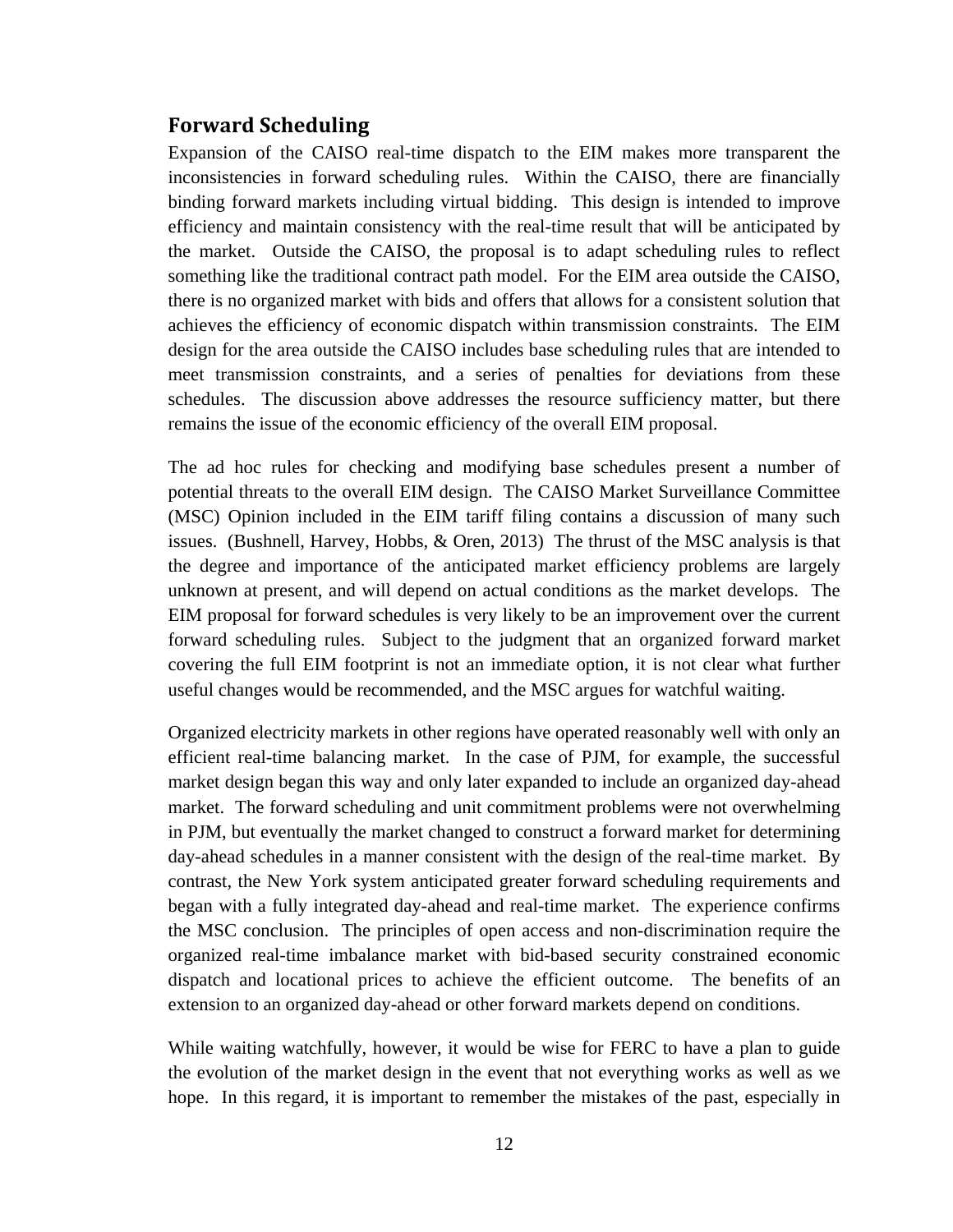## Forward Scheduling

Expansion of the CAISO real-time dispatch to the EIM makes more transparent the inconsistencies in forward scheduling rules. Within the CAISO, there are financially binding forward markets including virtual bidding. This design is intended to improve efficiency and maintain consistency with the real-time result that will be anticipated by the market. Outside the CAISO, the proposal is to adapt scheduling rules to reflect something like the traditional contract path model. For the EIM area outside the CAISO, there is no organized market with bids and offers that allows for a consistent solution that achieves the efficiency of economic dispatch within transmission constraints. The EIM design for the area outside the CAISO includes base scheduling rules that are intended to meet transmission constraints, and a series of penalties for deviations from these schedules. The discussion above addresses the resource sufficiency matter, but there remains the issue of the economic efficiency of the overall EIM proposal.

The ad hoc rules for checking and modifying base schedules present a number of potential threats to the overall EIM design. The CAISO Market Surveillance Committee (MSC) Opinion included in the EIM tariff filing contains a discussion of many such issues. (Bushnell, Harvey, Hobbs, & Oren, 2013) The thrust of the MSC analysis is that the degree and importance of the anticipated market efficiency problems are largely unknown at present, and will depend on actual conditions as the market develops. The EIM proposal for forward schedules is very likely to be an improvement over the current forward scheduling rules. Subject to the judgment that an organized forward market covering the full EIM footprint is not an immediate option, it is not clear what further useful changes would be recommended, and the MSC argues for watchful waiting.

Organized electricity markets in other regions have operated reasonably well with only an efficient real-time balancing market. In the case of PJM, for example, the successful market design began this way and only later expanded to include an organized day-ahead market. The forward scheduling and unit commitment problems were not overwhelming in PJM, but eventually the market changed to construct a forward market for determining day-ahead schedules in a manner consistent with the design of the real-time market. By contrast, the New York system anticipated greater forward scheduling requirements and began with a fully integrated day-ahead and real-time market. The experience confirms the MSC conclusion. The principles of open access and non-discrimination require the organized real-time imbalance market with bid-based security constrained economic dispatch and locational prices to achieve the efficient outcome. The benefits of an extension to an organized day-ahead or other forward markets depend on conditions.

While waiting watchfully, however, it would be wise for FERC to have a plan to guide the evolution of the market design in the event that not everything works as well as we hope. In this regard, it is important to remember the mistakes of the past, especially in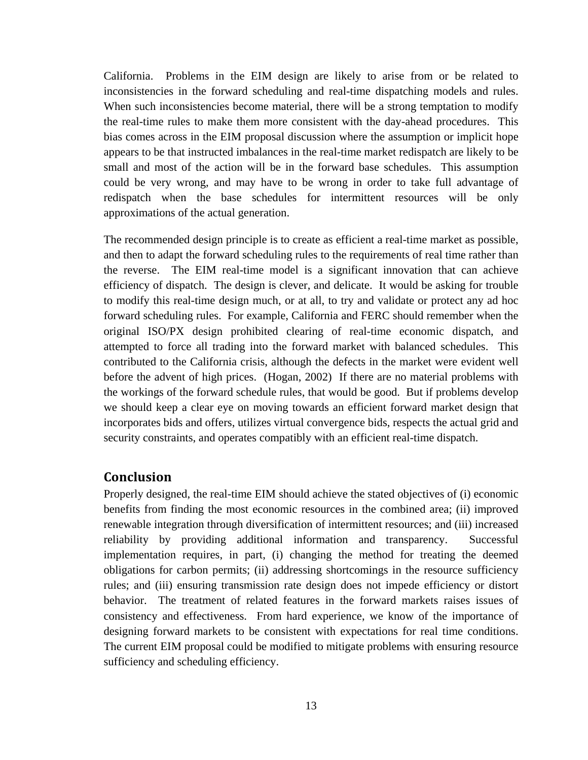California. Problems in the EIM design are likely to arise from or be related to inconsistencies in the forward scheduling and real-time dispatching models and rules. When such inconsistencies become material, there will be a strong temptation to modify the real-time rules to make them more consistent with the day-ahead procedures. This bias comes across in the EIM proposal discussion where the assumption or implicit hope appears to be that instructed imbalances in the real-time market redispatch are likely to be small and most of the action will be in the forward base schedules. This assumption could be very wrong, and may have to be wrong in order to take full advantage of redispatch when the base schedules for intermittent resources will be only approximations of the actual generation.

The recommended design principle is to create as efficient a real-time market as possible, and then to adapt the forward scheduling rules to the requirements of real time rather than the reverse. The EIM real-time model is a significant innovation that can achieve efficiency of dispatch. The design is clever, and delicate. It would be asking for trouble to modify this real-time design much, or at all, to try and validate or protect any ad hoc forward scheduling rules. For example, California and FERC should remember when the original ISO/PX design prohibited clearing of real-time economic dispatch, and attempted to force all trading into the forward market with balanced schedules. This contributed to the California crisis, although the defects in the market were evident well before the advent of high prices. (Hogan, 2002) If there are no material problems with the workings of the forward schedule rules, that would be good. But if problems develop we should keep a clear eye on moving towards an efficient forward market design that incorporates bids and offers, utilizes virtual convergence bids, respects the actual grid and security constraints, and operates compatibly with an efficient real-time dispatch.

## Conclusion

Properly designed, the real-time EIM should achieve the stated objectives of (i) economic benefits from finding the most economic resources in the combined area; (ii) improved renewable integration through diversification of intermittent resources; and (iii) increased reliability by providing additional information and transparency. Successful implementation requires, in part, (i) changing the method for treating the deemed obligations for carbon permits; (ii) addressing shortcomings in the resource sufficiency rules; and (iii) ensuring transmission rate design does not impede efficiency or distort behavior. The treatment of related features in the forward markets raises issues of consistency and effectiveness. From hard experience, we know of the importance of designing forward markets to be consistent with expectations for real time conditions. The current EIM proposal could be modified to mitigate problems with ensuring resource sufficiency and scheduling efficiency.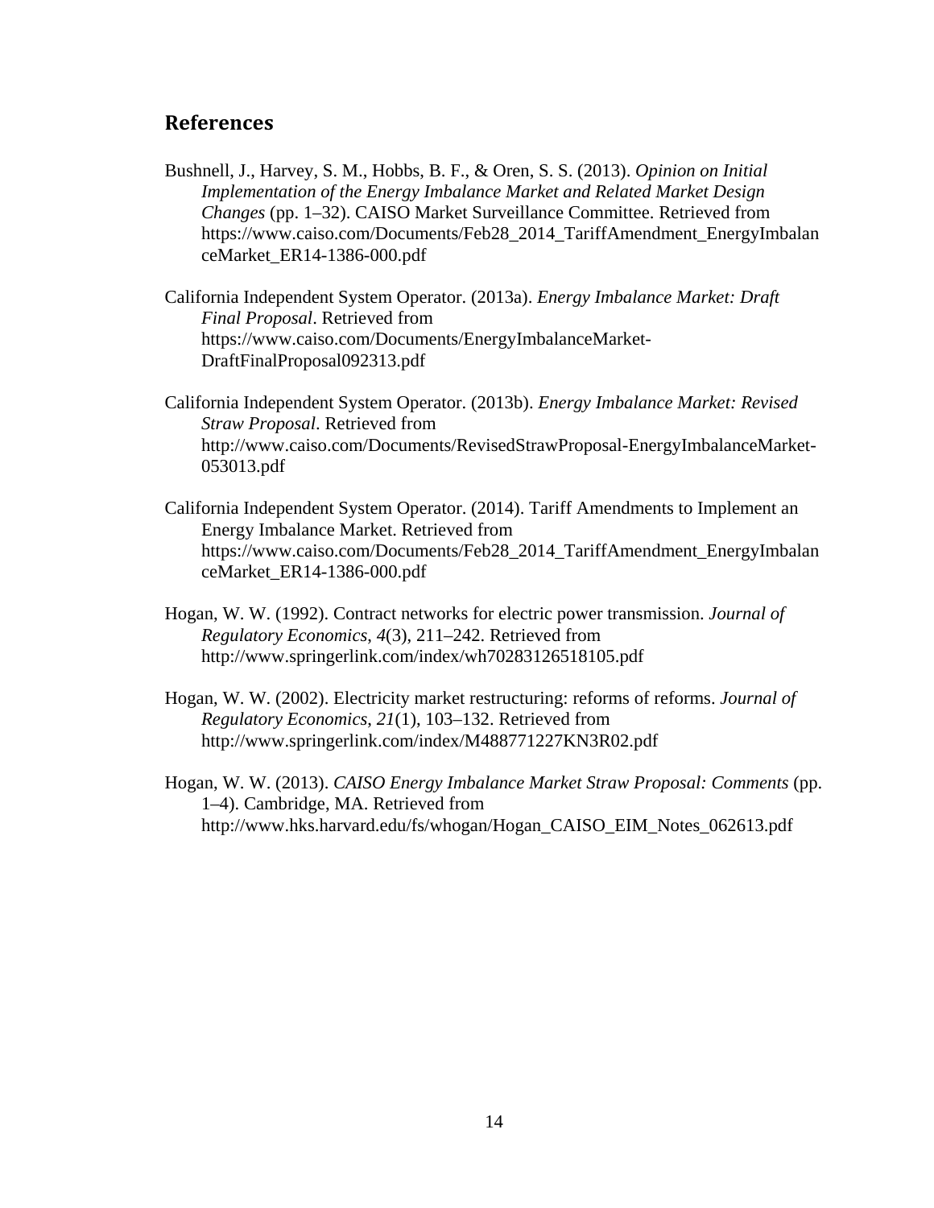## References

Bushnell, J., Harvey, S. M., Hobbs, B. F., & Oren, S. S. (2013). *Opinion on Initial Implementation of the Energy Imbalance Market and Related Market Design Changes* (pp. 1–32). CAISO Market Surveillance Committee. Retrieved from https://www.caiso.com/Documents/Feb28_2014_TariffAmendment_EnergyImbalanceMarket_ER14-1386-000.pdf

California Independent System Operator. (2013a). *Energy Imbalance Market: Draft Final Proposal*. Retrieved from https://www.caiso.com/Documents/EnergyImbalanceMarket-DraftFinalProposal092313.pdf

California Independent System Operator. (2013b). *Energy Imbalance Market: Revised Straw Proposal*. Retrieved from http://www.caiso.com/Documents/RevisedStrawProposal-EnergyImbalanceMarket-053013.pdf

California Independent System Operator. (2014). Tariff Amendments to Implement an Energy Imbalance Market. Retrieved from https://www.caiso.com/Documents/Feb28_2014_TariffAmendment_EnergyImbalanceMarket_ER14-1386-000.pdf

Hogan, W. W. (1992). Contract networks for electric power transmission. *Journal of Regulatory Economics*, *4*(3), 211–242. Retrieved from http://www.springerlink.com/index/wh70283126518105.pdf

Hogan, W. W. (2002). Electricity market restructuring: reforms of reforms. *Journal of Regulatory Economics*, *21*(1), 103–132. Retrieved from http://www.springerlink.com/index/M488771227KN3R02.pdf

Hogan, W. W. (2013). *CAISO Energy Imbalance Market Straw Proposal: Comments* (pp. 1–4). Cambridge, MA. Retrieved from http://www.hks.harvard.edu/fs/whogan/Hogan_CAISO_EIM_Notes_062613.pdf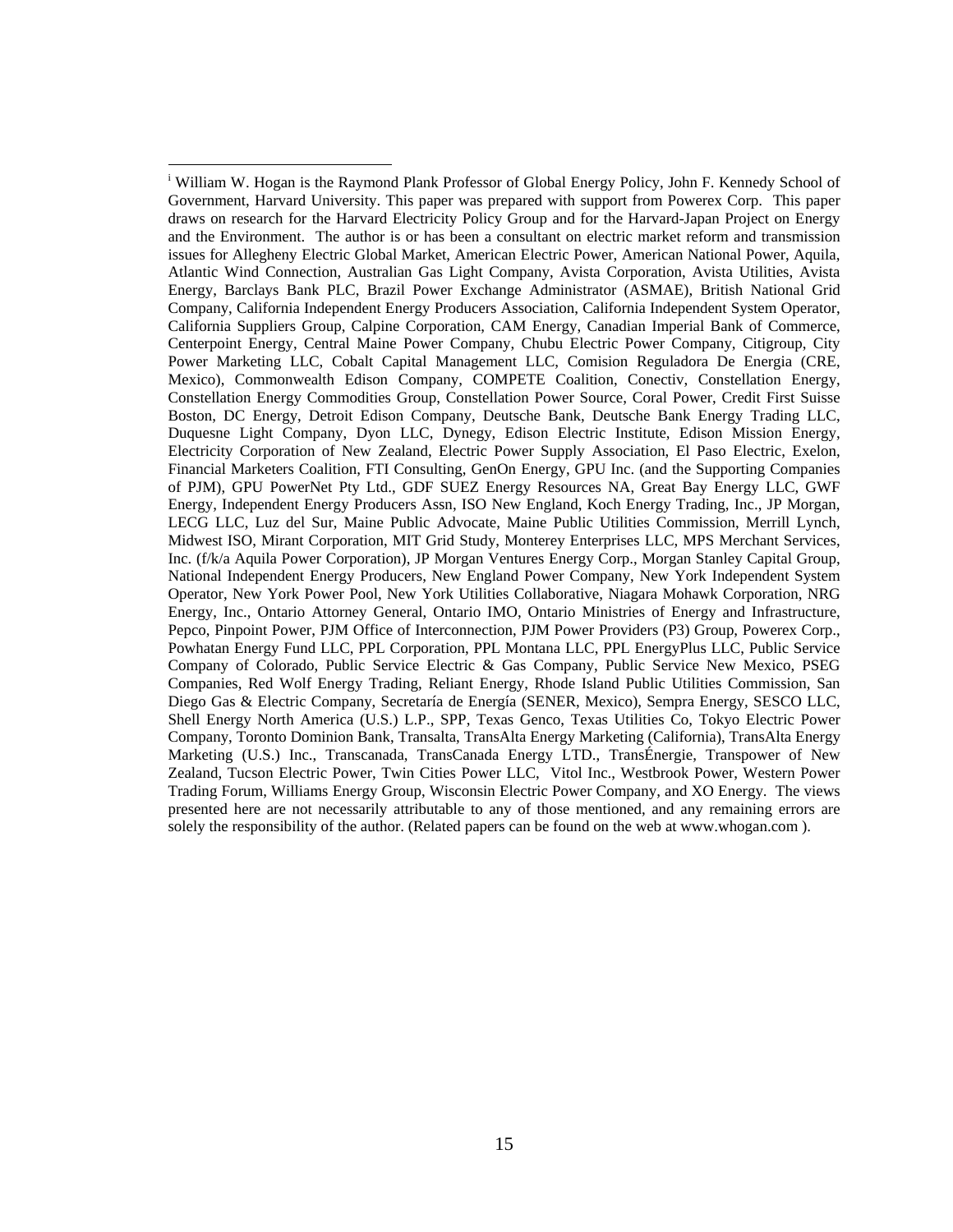[i] William W. Hogan is the Raymond Plank Professor of Global Energy Policy, John F. Kennedy School of Government, Harvard University. This paper was prepared with support from Powerex Corp. This paper draws on research for the Harvard Electricity Policy Group and for the Harvard-Japan Project on Energy and the Environment. The author is or has been a consultant on electric market reform and transmission issues for Allegheny Electric Global Market, American Electric Power, American National Power, Aquila, Atlantic Wind Connection, Australian Gas Light Company, Avista Corporation, Avista Utilities, Avista Energy, Barclays Bank PLC, Brazil Power Exchange Administrator (ASMAE), British National Grid Company, California Independent Energy Producers Association, California Independent System Operator, California Suppliers Group, Calpine Corporation, CAM Energy, Canadian Imperial Bank of Commerce, Centerpoint Energy, Central Maine Power Company, Chubu Electric Power Company, Citigroup, City Power Marketing LLC, Cobalt Capital Management LLC, Comision Reguladora De Energia (CRE, Mexico), Commonwealth Edison Company, COMPETE Coalition, Conectiv, Constellation Energy, Constellation Energy Commodities Group, Constellation Power Source, Coral Power, Credit First Suisse Boston, DC Energy, Detroit Edison Company, Deutsche Bank, Deutsche Bank Energy Trading LLC, Duquesne Light Company, Dyon LLC, Dynegy, Edison Electric Institute, Edison Mission Energy, Electricity Corporation of New Zealand, Electric Power Supply Association, El Paso Electric, Exelon, Financial Marketers Coalition, FTI Consulting, GenOn Energy, GPU Inc. (and the Supporting Companies of PJM), GPU PowerNet Pty Ltd., GDF SUEZ Energy Resources NA, Great Bay Energy LLC, GWF Energy, Independent Energy Producers Assn, ISO New England, Koch Energy Trading, Inc., JP Morgan, LECG LLC, Luz del Sur, Maine Public Advocate, Maine Public Utilities Commission, Merrill Lynch, Midwest ISO, Mirant Corporation, MIT Grid Study, Monterey Enterprises LLC, MPS Merchant Services, Inc. (f/k/a Aquila Power Corporation), JP Morgan Ventures Energy Corp., Morgan Stanley Capital Group, National Independent Energy Producers, New England Power Company, New York Independent System Operator, New York Power Pool, New York Utilities Collaborative, Niagara Mohawk Corporation, NRG Energy, Inc., Ontario Attorney General, Ontario IMO, Ontario Ministries of Energy and Infrastructure, Pepco, Pinpoint Power, PJM Office of Interconnection, PJM Power Providers (P3) Group, Powerex Corp., Powhatan Energy Fund LLC, PPL Corporation, PPL Montana LLC, PPL EnergyPlus LLC, Public Service Company of Colorado, Public Service Electric & Gas Company, Public Service New Mexico, PSEG Companies, Red Wolf Energy Trading, Reliant Energy, Rhode Island Public Utilities Commission, San Diego Gas & Electric Company, Secretaría de Energía (SENER, Mexico), Sempra Energy, SESCO LLC, Shell Energy North America (U.S.) L.P., SPP, Texas Genco, Texas Utilities Co, Tokyo Electric Power Company, Toronto Dominion Bank, Transalta, TransAlta Energy Marketing (California), TransAlta Energy Marketing (U.S.) Inc., Transcanada, TransCanada Energy LTD., TransÉnergie, Transpower of New Zealand, Tucson Electric Power, Twin Cities Power LLC, Vitol Inc., Westbrook Power, Western Power Trading Forum, Williams Energy Group, Wisconsin Electric Power Company, and XO Energy. The views presented here are not necessarily attributable to any of those mentioned, and any remaining errors are solely the responsibility of the author. (Related papers can be found on the web at www.whogan.com ).